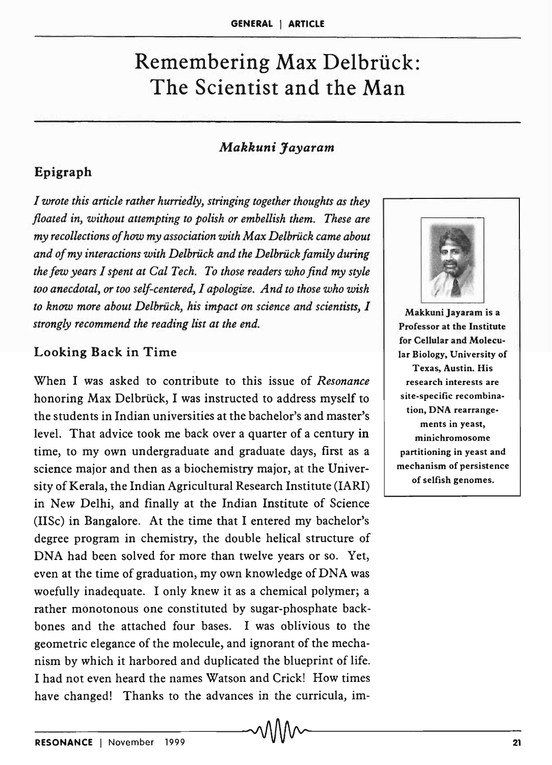# Remembering Max Delbrück: The Scientist and the Man

*Makkuni Jayaram*

## Epigraph

*I wrote this article rather hurriedly, stringing together thoughts as they floated in, without attempting to polish or embellish them. These are my recollections of how my association with Max Delbrück came about and of my interactions with Delbrück and the Delbrück family during the few years I spent at Cal Tech. To those readers who find my style too anecdotal, or too self-centered, I apologize. And to those who wish to know more about Delbrück, his impact on science and scientists, I strongly recommend the reading list at the end.*

**Makkuni Jayaram is a Professor at the Institute for Cellular and Molecular Biology, University of Texas, Austin. His research interests are site-specific recombination, DNA rearrangements in yeast, minichromosome partitioning in yeast and mechanism of persistence of selfish genomes.**

## Looking Back in Time

When I was asked to contribute to this issue of *Resonance* honoring Max Delbrück, I was instructed to address myself to the students in Indian universities at the bachelor's and master's level. That advice took me back over a quarter of a century in time, to my own undergraduate and graduate days, first as a science major and then as a biochemistry major, at the University of Kerala, the Indian Agricultural Research Institute (IARI) in New Delhi, and finally at the Indian Institute of Science (IISc) in Bangalore. At the time that I entered my bachelor's degree program in chemistry, the double helical structure of DNA had been solved for more than twelve years or so. Yet, even at the time of graduation, my own knowledge of DNA was woefully inadequate. I only knew it as a chemical polymer; a rather monotonous one constituted by sugar-phosphate backbones and the attached four bases. I was oblivious to the geometric elegance of the molecule, and ignorant of the mechanism by which it harbored and duplicated the blueprint of life. I had not even heard the names Watson and Crick! How times have changed! Thanks to the advances in the curricula, im-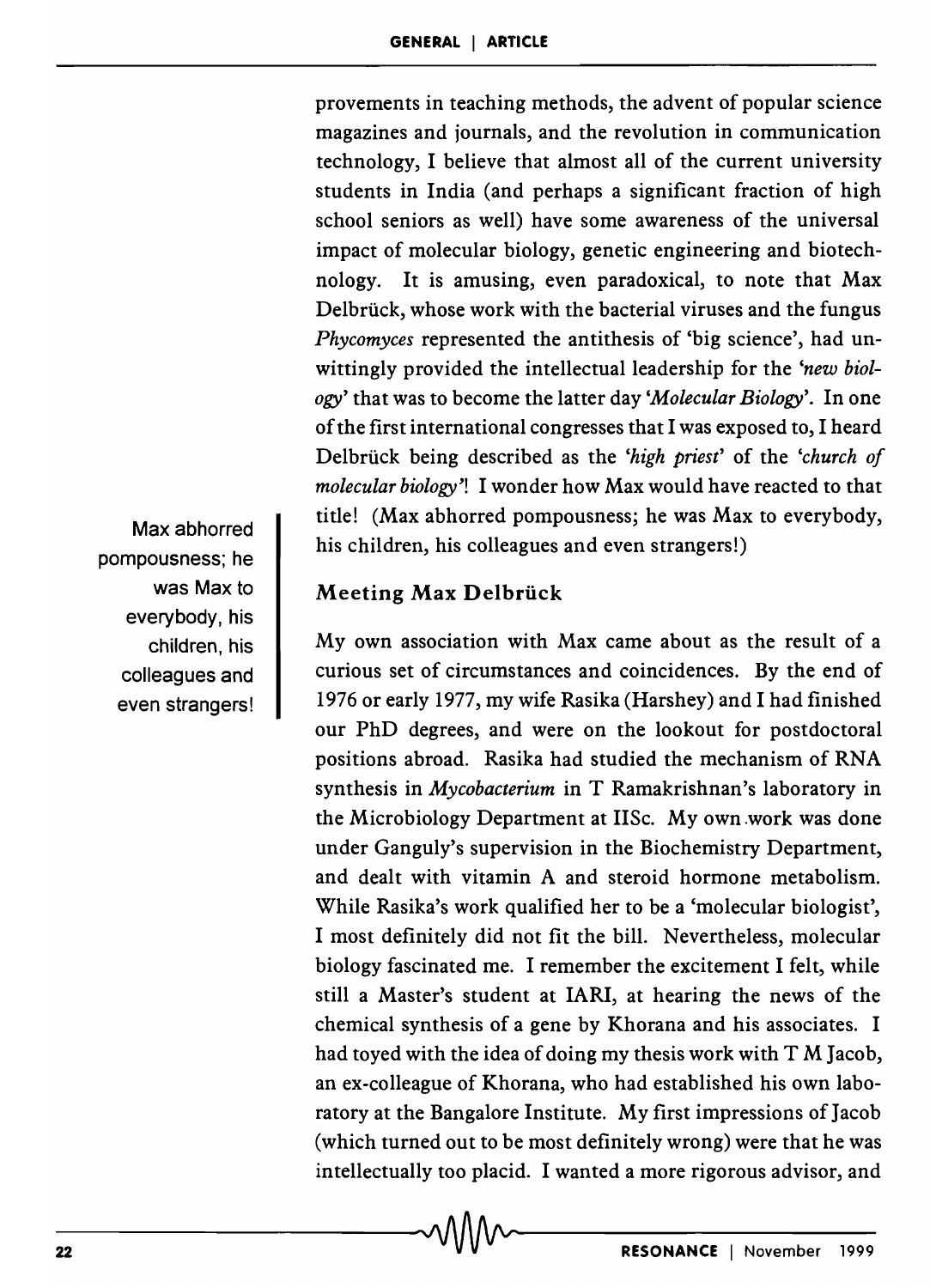provements in teaching methods, the advent of popular science magazines and journals, and the revolution in communication technology, I believe that almost all of the current university students in India (and perhaps a significant fraction of high school seniors as well) have some awareness of the universal impact of molecular biology, genetic engineering and biotechnology. It is amusing, even paradoxical, to note that Max Delbrück, whose work with the bacterial viruses and the fungus *Phycomyces* represented the antithesis of 'big science', had unwittingly provided the intellectual leadership for the *'new biology'* that was to become the latter day *'Molecular Biology'*. In one of the first international congresses that I was exposed to, I heard Delbrück being described as the *'high priest'* of the *'church of molecular biology'*! I wonder how Max would have reacted to that title! (Max abhorred pompousness; he was Max to everybody, his children, his colleagues and even strangers!)

Max abhorred pompousness; he was Max to everybody, his children, his colleagues and even strangers!

## Meeting Max Delbrück

My own association with Max came about as the result of a curious set of circumstances and coincidences. By the end of 1976 or early 1977, my wife Rasika (Harshey) and I had finished our PhD degrees, and were on the lookout for postdoctoral positions abroad. Rasika had studied the mechanism of RNA synthesis in *Mycobacterium* in T Ramakrishnan's laboratory in the Microbiology Department at IISc. My own work was done under Ganguly's supervision in the Biochemistry Department, and dealt with vitamin A and steroid hormone metabolism. While Rasika's work qualified her to be a 'molecular biologist', I most definitely did not fit the bill. Nevertheless, molecular biology fascinated me. I remember the excitement I felt, while still a Master's student at IARI, at hearing the news of the chemical synthesis of a gene by Khorana and his associates. I had toyed with the idea of doing my thesis work with T M Jacob, an ex-colleague of Khorana, who had established his own laboratory at the Bangalore Institute. My first impressions of Jacob (which turned out to be most definitely wrong) were that he was intellectually too placid. I wanted a more rigorous advisor, and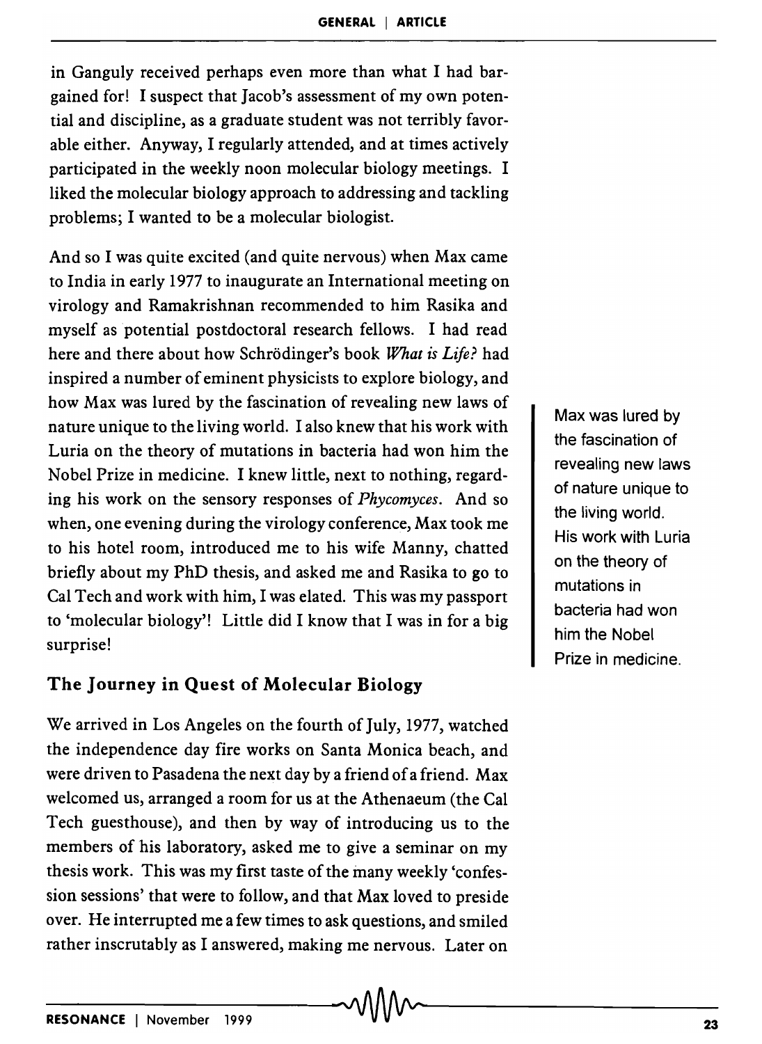in Ganguly received perhaps even more than what I had bargained for! I suspect that Jacob's assessment of my own potential and discipline, as a graduate student was not terribly favorable either. Anyway, I regularly attended, and at times actively participated in the weekly noon molecular biology meetings. I liked the molecular biology approach to addressing and tackling problems; I wanted to be a molecular biologist.

And so I was quite excited (and quite nervous) when Max came to India in early 1977 to inaugurate an International meeting on virology and Ramakrishnan recommended to him Rasika and myself as potential postdoctoral research fellows. I had read here and there about how Schrödinger's book *What is Life?* had inspired a number of eminent physicists to explore biology, and how Max was lured by the fascination of revealing new laws of nature unique to the living world. I also knew that his work with Luria on the theory of mutations in bacteria had won him the Nobel Prize in medicine. I knew little, next to nothing, regarding his work on the sensory responses of *Phycomyces*. And so when, one evening during the virology conference, Max took me to his hotel room, introduced me to his wife Manny, chatted briefly about my PhD thesis, and asked me and Rasika to go to Cal Tech and work with him, I was elated. This was my passport to 'molecular biology'! Little did I know that I was in for a big surprise!

> Max was lured by the fascination of revealing new laws of nature unique to the living world. His work with Luria on the theory of mutations in bacteria had won him the Nobel Prize in medicine.

## The Journey in Quest of Molecular Biology

We arrived in Los Angeles on the fourth of July, 1977, watched the independence day fire works on Santa Monica beach, and were driven to Pasadena the next day by a friend of a friend. Max welcomed us, arranged a room for us at the Athenaeum (the Cal Tech guesthouse), and then by way of introducing us to the members of his laboratory, asked me to give a seminar on my thesis work. This was my first taste of the many weekly 'confession sessions' that were to follow, and that Max loved to preside over. He interrupted me a few times to ask questions, and smiled rather inscrutably as I answered, making me nervous. Later on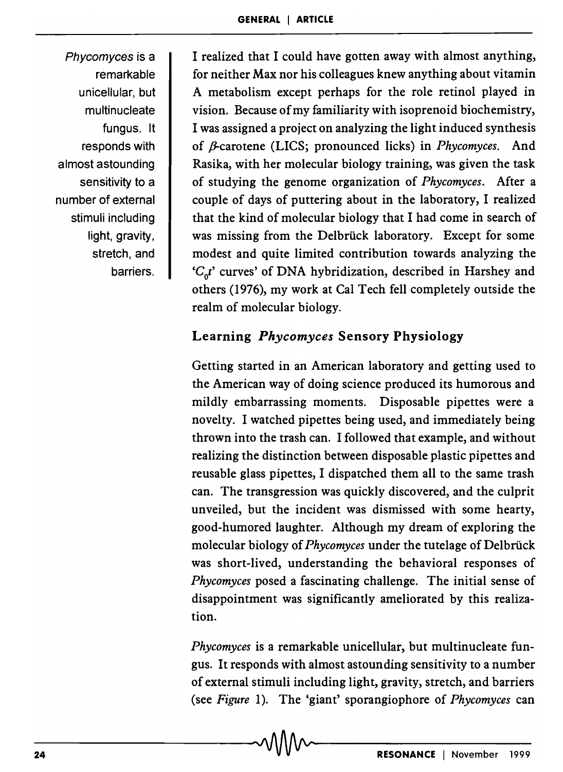I realized that I could have gotten away with almost anything, for neither Max nor his colleagues knew anything about vitamin A metabolism except perhaps for the role retinol played in vision. Because of my familiarity with isoprenoid biochemistry, I was assigned a project on analyzing the light induced synthesis of $\beta$-carotene (LICS; pronounced licks) in *Phycomyces*. And Rasika, with her molecular biology training, was given the task of studying the genome organization of *Phycomyces*. After a couple of days of puttering about in the laboratory, I realized that the kind of molecular biology that I had come in search of was missing from the Delbrück laboratory. Except for some modest and quite limited contribution towards analyzing the '$C_0t$' curves' of DNA hybridization, described in Harshey and others (1976), my work at Cal Tech fell completely outside the realm of molecular biology.

## Learning *Phycomyces* Sensory Physiology

Getting started in an American laboratory and getting used to the American way of doing science produced its humorous and mildly embarrassing moments. Disposable pipettes were a novelty. I watched pipettes being used, and immediately being thrown into the trash can. I followed that example, and without realizing the distinction between disposable plastic pipettes and reusable glass pipettes, I dispatched them all to the same trash can. The transgression was quickly discovered, and the culprit unveiled, but the incident was dismissed with some hearty, good-humored laughter. Although my dream of exploring the molecular biology of *Phycomyces* under the tutelage of Delbrück was short-lived, understanding the behavioral responses of *Phycomyces* posed a fascinating challenge. The initial sense of disappointment was significantly ameliorated by this realization.

*Phycomyces is a remarkable unicellular, but multinucleate fungus. It responds with almost astounding sensitivity to a number of external stimuli including light, gravity, stretch, and barriers.*

*Phycomyces* is a remarkable unicellular, but multinucleate fungus. It responds with almost astounding sensitivity to a number of external stimuli including light, gravity, stretch, and barriers (see *Figure* 1). The 'giant' sporangiophore of *Phycomyces* can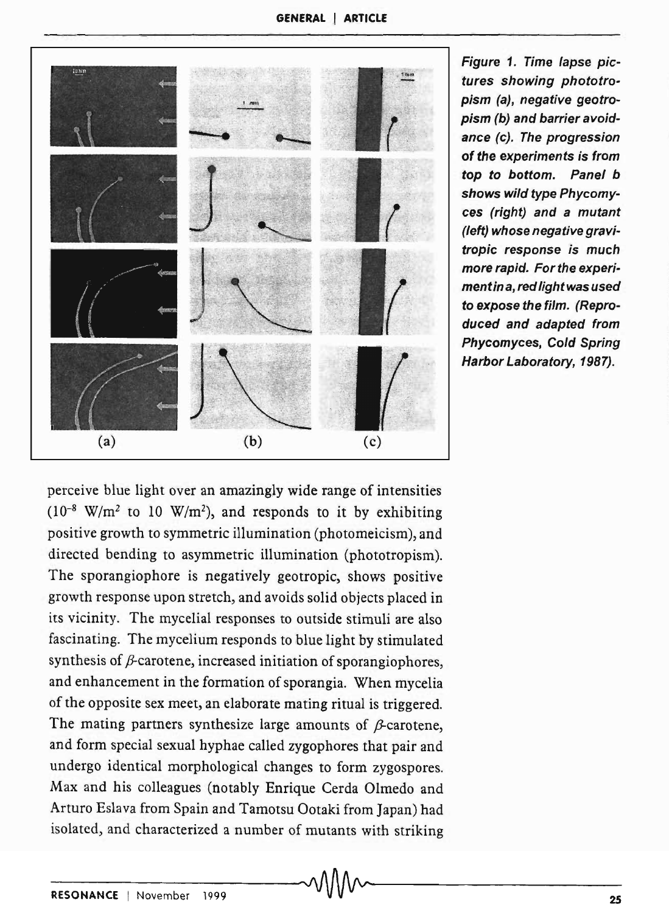Figure 1. Time lapse pictures showing phototropism (a), negative geotropism (b) and barrier avoidance (c). The progression of the experiments is from top to bottom. Panel b shows wild type Phycomyces (right) and a mutant (left) whose negative gravitropic response is much more rapid. For the experiment in a, red light was used to expose the film. (Reproduced and adapted from Phycomyces, Cold Spring Harbor Laboratory, 1987).

perceive blue light over an amazingly wide range of intensities ($10^{-8}$ W/m$^2$ to 10 W/m$^2$), and responds to it by exhibiting positive growth to symmetric illumination (photomeicism), and directed bending to asymmetric illumination (phototropism). The sporangiophore is negatively geotropic, shows positive growth response upon stretch, and avoids solid objects placed in its vicinity. The mycelial responses to outside stimuli are also fascinating. The mycelium responds to blue light by stimulated synthesis of $\beta$-carotene, increased initiation of sporangiophores, and enhancement in the formation of sporangia. When mycelia of the opposite sex meet, an elaborate mating ritual is triggered. The mating partners synthesize large amounts of $\beta$-carotene, and form special sexual hyphae called zygophores that pair and undergo identical morphological changes to form zygospores. Max and his colleagues (notably Enrique Cerda Olmedo and Arturo Eslava from Spain and Tamotsu Ootaki from Japan) had isolated, and characterized a number of mutants with striking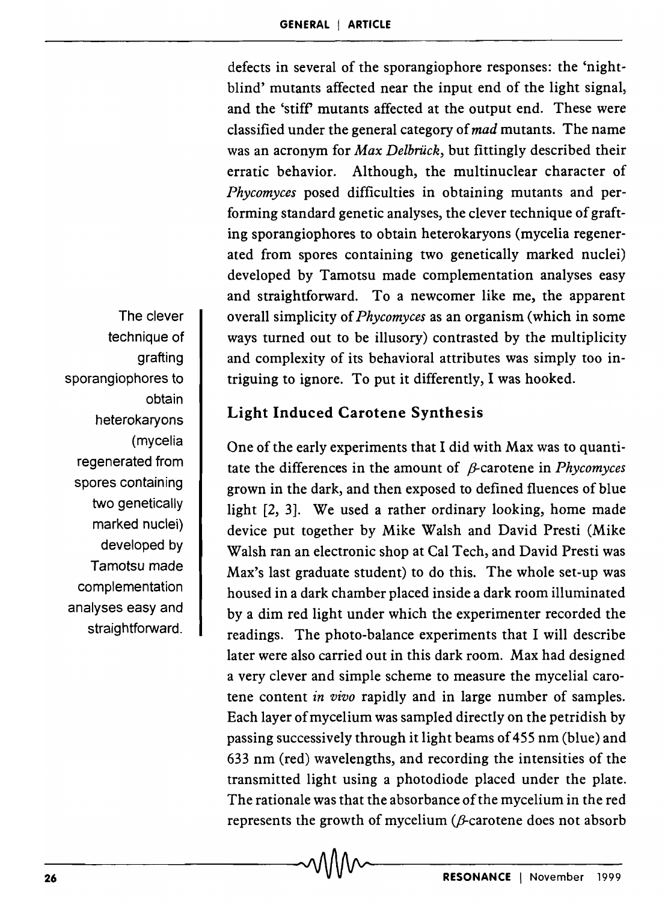defects in several of the sporangiophore responses: the 'night-blind' mutants affected near the input end of the light signal, and the 'stiff' mutants affected at the output end. These were classified under the general category of *mad* mutants. The name was an acronym for *Max Delbrück*, but fittingly described their erratic behavior. Although, the multinuclear character of *Phycomyces* posed difficulties in obtaining mutants and performing standard genetic analyses, the clever technique of grafting sporangiophores to obtain heterokaryons (mycelia regenerated from spores containing two genetically marked nuclei) developed by Tamotsu made complementation analyses easy and straightforward. To a newcomer like me, the apparent overall simplicity of *Phycomyces* as an organism (which in some ways turned out to be illusory) contrasted by the multiplicity and complexity of its behavioral attributes was simply too intriguing to ignore. To put it differently, I was hooked.

> The clever technique of grafting sporangiophores to obtain heterokaryons (mycelia regenerated from spores containing two genetically marked nuclei) developed by Tamotsu made complementation analyses easy and straightforward.

## Light Induced Carotene Synthesis

One of the early experiments that I did with Max was to quantitate the differences in the amount of $\beta$-carotene in *Phycomyces* grown in the dark, and then exposed to defined fluences of blue light [2, 3]. We used a rather ordinary looking, home made device put together by Mike Walsh and David Presti (Mike Walsh ran an electronic shop at Cal Tech, and David Presti was Max's last graduate student) to do this. The whole set-up was housed in a dark chamber placed inside a dark room illuminated by a dim red light under which the experimenter recorded the readings. The photo-balance experiments that I will describe later were also carried out in this dark room. Max had designed a very clever and simple scheme to measure the mycelial carotene content *in vivo* rapidly and in large number of samples. Each layer of mycelium was sampled directly on the petridish by passing successively through it light beams of 455 nm (blue) and 633 nm (red) wavelengths, and recording the intensities of the transmitted light using a photodiode placed under the plate. The rationale was that the absorbance of the mycelium in the red represents the growth of mycelium ($\beta$-carotene does not absorb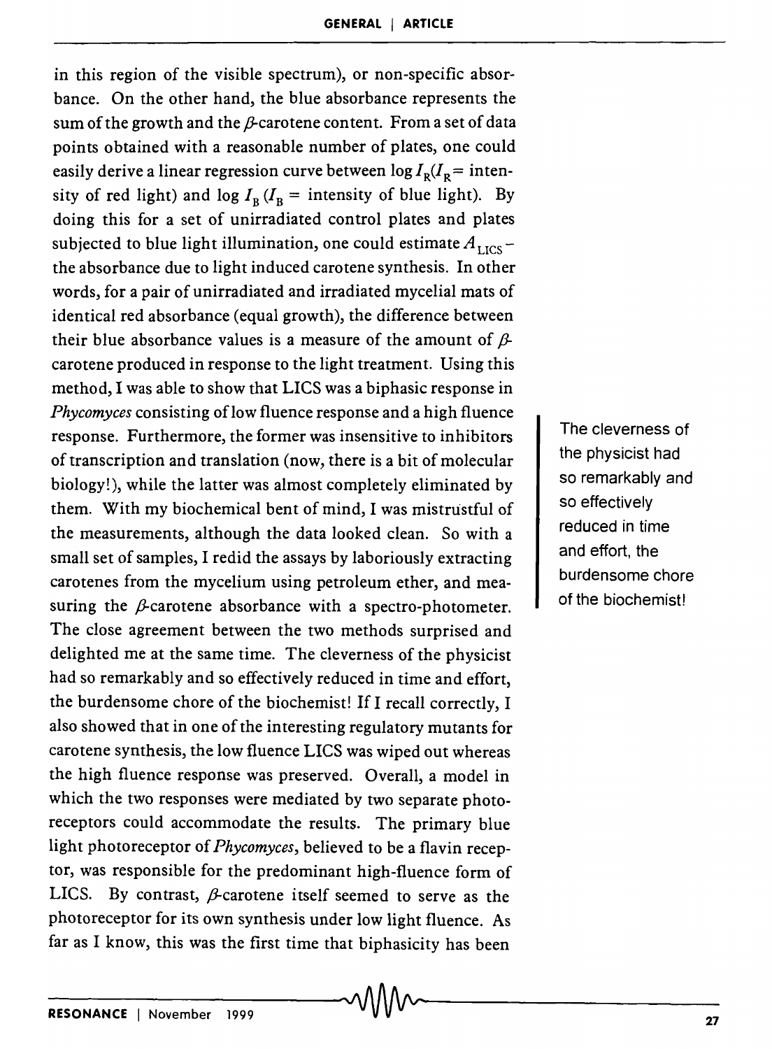in this region of the visible spectrum), or non-specific absorbance. On the other hand, the blue absorbance represents the sum of the growth and the $\beta$-carotene content. From a set of data points obtained with a reasonable number of plates, one could easily derive a linear regression curve between $\log I_R$ ($I_R$ = intensity of red light) and $\log I_B$ ($I_B$ = intensity of blue light). By doing this for a set of unirradiated control plates and plates subjected to blue light illumination, one could estimate $A_{LICS}$ – the absorbance due to light induced carotene synthesis. In other words, for a pair of unirradiated and irradiated mycelial mats of identical red absorbance (equal growth), the difference between their blue absorbance values is a measure of the amount of $\beta$-carotene produced in response to the light treatment. Using this method, I was able to show that LICS was a biphasic response in *Phycomyces* consisting of low fluence response and a high fluence response. Furthermore, the former was insensitive to inhibitors of transcription and translation (now, there is a bit of molecular biology!), while the latter was almost completely eliminated by them. With my biochemical bent of mind, I was mistrustful of the measurements, although the data looked clean. So with a small set of samples, I redid the assays by laboriously extracting carotenes from the mycelium using petroleum ether, and measuring the $\beta$-carotene absorbance with a spectro-photometer. The close agreement between the two methods surprised and delighted me at the same time. The cleverness of the physicist had so remarkably and so effectively reduced in time and effort, the burdensome chore of the biochemist! If I recall correctly, I also showed that in one of the interesting regulatory mutants for carotene synthesis, the low fluence LICS was wiped out whereas the high fluence response was preserved. Overall, a model in which the two responses were mediated by two separate photoreceptors could accommodate the results. The primary blue light photoreceptor of *Phycomyces*, believed to be a flavin receptor, was responsible for the predominant high-fluence form of LICS. By contrast, $\beta$-carotene itself seemed to serve as the photoreceptor for its own synthesis under low light fluence. As far as I know, this was the first time that biphasicity has been

> The cleverness of the physicist had so remarkably and so effectively reduced in time and effort, the burdensome chore of the biochemist!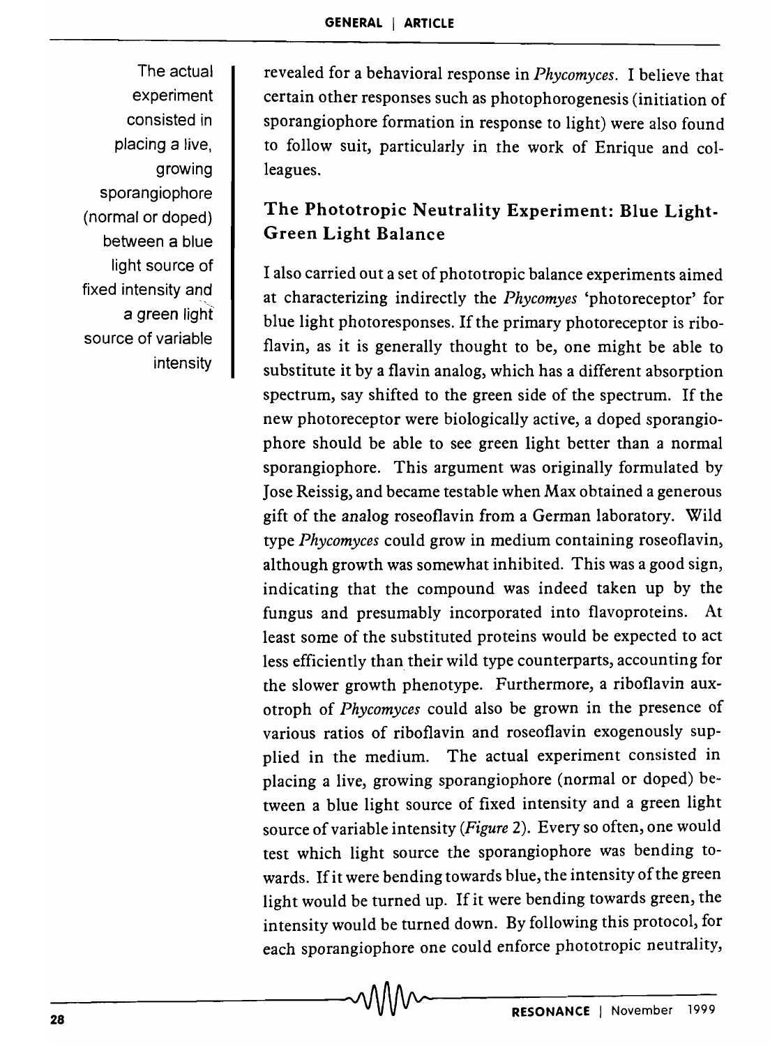The actual experiment consisted in placing a live, growing sporangiophore (normal or doped) between a blue light source of fixed intensity and a green light source of variable intensity

revealed for a behavioral response in *Phycomyces*. I believe that certain other responses such as photophorogenesis (initiation of sporangiophore formation in response to light) were also found to follow suit, particularly in the work of Enrique and colleagues.

## The Phototropic Neutrality Experiment: Blue Light-Green Light Balance

I also carried out a set of phototropic balance experiments aimed at characterizing indirectly the *Phycomyes* 'photoreceptor' for blue light photoresponses. If the primary photoreceptor is riboflavin, as it is generally thought to be, one might be able to substitute it by a flavin analog, which has a different absorption spectrum, say shifted to the green side of the spectrum. If the new photoreceptor were biologically active, a doped sporangiophore should be able to see green light better than a normal sporangiophore. This argument was originally formulated by Jose Reissig, and became testable when Max obtained a generous gift of the analog roseoflavin from a German laboratory. Wild type *Phycomyces* could grow in medium containing roseoflavin, although growth was somewhat inhibited. This was a good sign, indicating that the compound was indeed taken up by the fungus and presumably incorporated into flavoproteins. At least some of the substituted proteins would be expected to act less efficiently than their wild type counterparts, accounting for the slower growth phenotype. Furthermore, a riboflavin auxotroph of *Phycomyces* could also be grown in the presence of various ratios of riboflavin and roseoflavin exogenously supplied in the medium. The actual experiment consisted in placing a live, growing sporangiophore (normal or doped) between a blue light source of fixed intensity and a green light source of variable intensity (*Figure* 2). Every so often, one would test which light source the sporangiophore was bending towards. If it were bending towards blue, the intensity of the green light would be turned up. If it were bending towards green, the intensity would be turned down. By following this protocol, for each sporangiophore one could enforce phototropic neutrality,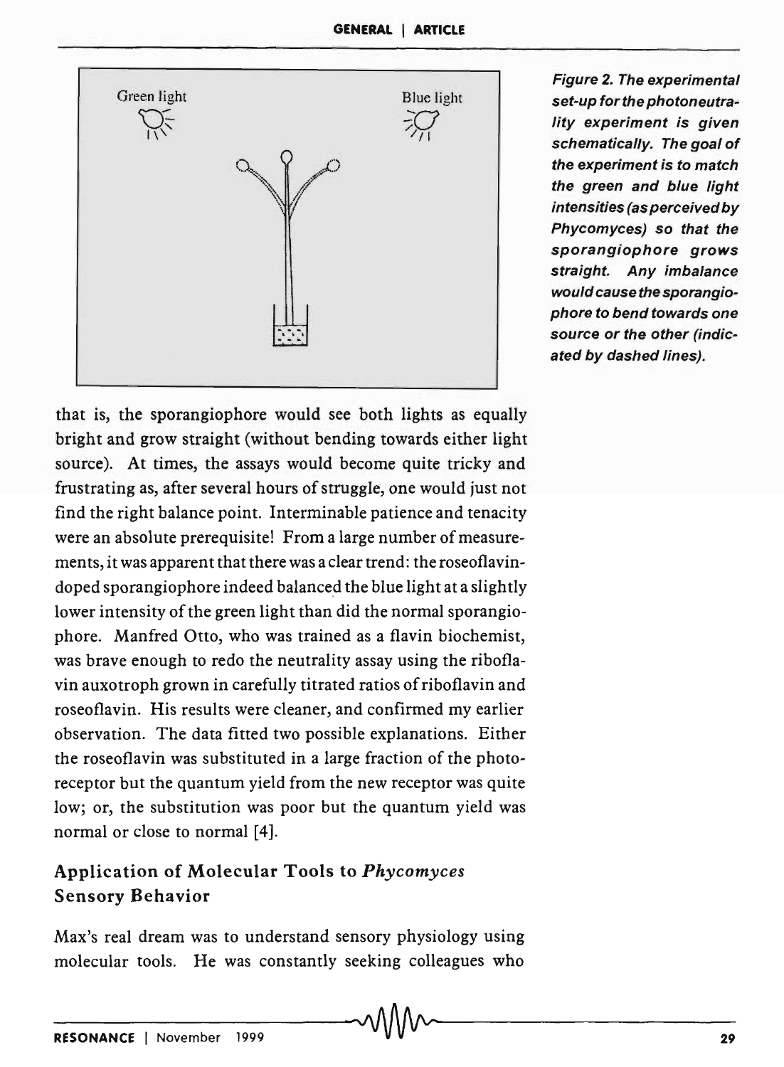Figure 2. The experimental set-up for the photoneutrality experiment is given schematically. The goal of the experiment is to match the green and blue light intensities (as perceived by Phycomyces) so that the sporangiophore grows straight. Any imbalance would cause the sporangiophore to bend towards one source or the other (indicated by dashed lines).

that is, the sporangiophore would see both lights as equally bright and grow straight (without bending towards either light source). At times, the assays would become quite tricky and frustrating as, after several hours of struggle, one would just not find the right balance point. Interminable patience and tenacity were an absolute prerequisite! From a large number of measurements, it was apparent that there was a clear trend: the roseoflavin-doped sporangiophore indeed balanced the blue light at a slightly lower intensity of the green light than did the normal sporangiophore. Manfred Otto, who was trained as a flavin biochemist, was brave enough to redo the neutrality assay using the riboflavin auxotroph grown in carefully titrated ratios of riboflavin and roseoflavin. His results were cleaner, and confirmed my earlier observation. The data fitted two possible explanations. Either the roseoflavin was substituted in a large fraction of the photoreceptor but the quantum yield from the new receptor was quite low; or, the substitution was poor but the quantum yield was normal or close to normal [4].

## Application of Molecular Tools to *Phycomyces* Sensory Behavior

Max's real dream was to understand sensory physiology using molecular tools. He was constantly seeking colleagues who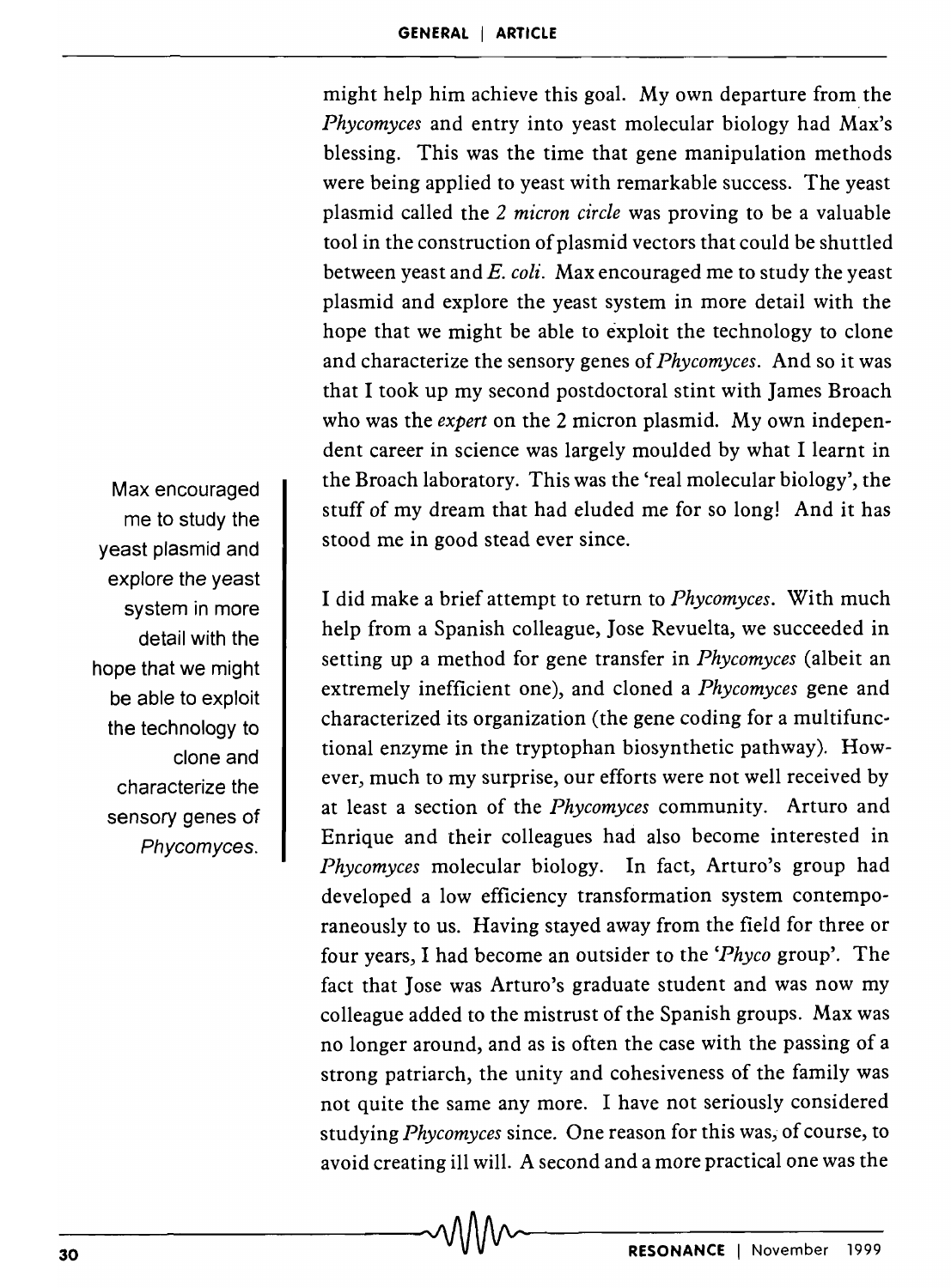might help him achieve this goal. My own departure from the *Phycomyces* and entry into yeast molecular biology had Max's blessing. This was the time that gene manipulation methods were being applied to yeast with remarkable success. The yeast plasmid called the *2 micron circle* was proving to be a valuable tool in the construction of plasmid vectors that could be shuttled between yeast and *E. coli*. Max encouraged me to study the yeast plasmid and explore the yeast system in more detail with the hope that we might be able to exploit the technology to clone and characterize the sensory genes of *Phycomyces*. And so it was that I took up my second postdoctoral stint with James Broach who was the *expert* on the 2 micron plasmid. My own independent career in science was largely moulded by what I learnt in the Broach laboratory. This was the 'real molecular biology', the stuff of my dream that had eluded me for so long! And it has stood me in good stead ever since.

Max encouraged me to study the yeast plasmid and explore the yeast system in more detail with the hope that we might be able to exploit the technology to clone and characterize the sensory genes of *Phycomyces*.

I did make a brief attempt to return to *Phycomyces*. With much help from a Spanish colleague, Jose Revuelta, we succeeded in setting up a method for gene transfer in *Phycomyces* (albeit an extremely inefficient one), and cloned a *Phycomyces* gene and characterized its organization (the gene coding for a multifunctional enzyme in the tryptophan biosynthetic pathway). However, much to my surprise, our efforts were not well received by at least a section of the *Phycomyces* community. Arturo and Enrique and their colleagues had also become interested in *Phycomyces* molecular biology. In fact, Arturo's group had developed a low efficiency transformation system contemporaneously to us. Having stayed away from the field for three or four years, I had become an outsider to the '*Phyco* group'. The fact that Jose was Arturo's graduate student and was now my colleague added to the mistrust of the Spanish groups. Max was no longer around, and as is often the case with the passing of a strong patriarch, the unity and cohesiveness of the family was not quite the same any more. I have not seriously considered studying *Phycomyces* since. One reason for this was, of course, to avoid creating ill will. A second and a more practical one was the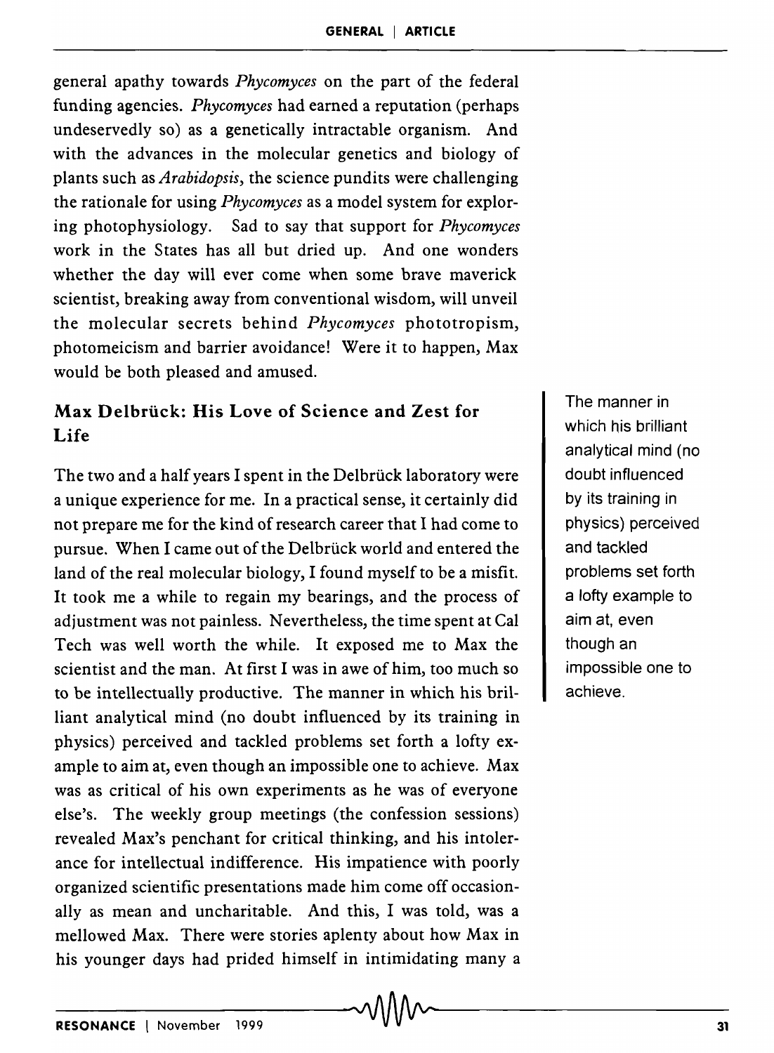general apathy towards *Phycomyces* on the part of the federal funding agencies. *Phycomyces* had earned a reputation (perhaps undeservedly so) as a genetically intractable organism. And with the advances in the molecular genetics and biology of plants such as *Arabidopsis*, the science pundits were challenging the rationale for using *Phycomyces* as a model system for exploring photophysiology. Sad to say that support for *Phycomyces* work in the States has all but dried up. And one wonders whether the day will ever come when some brave maverick scientist, breaking away from conventional wisdom, will unveil the molecular secrets behind *Phycomyces* phototropism, photomeicism and barrier avoidance! Were it to happen, Max would be both pleased and amused.

## Max Delbrück: His Love of Science and Zest for Life

The two and a half years I spent in the Delbrück laboratory were a unique experience for me. In a practical sense, it certainly did not prepare me for the kind of research career that I had come to pursue. When I came out of the Delbrück world and entered the land of the real molecular biology, I found myself to be a misfit. It took me a while to regain my bearings, and the process of adjustment was not painless. Nevertheless, the time spent at Cal Tech was well worth the while. It exposed me to Max the scientist and the man. At first I was in awe of him, too much so to be intellectually productive. The manner in which his brilliant analytical mind (no doubt influenced by its training in physics) perceived and tackled problems set forth a lofty example to aim at, even though an impossible one to achieve. Max was as critical of his own experiments as he was of everyone else's. The weekly group meetings (the confession sessions) revealed Max's penchant for critical thinking, and his intolerance for intellectual indifference. His impatience with poorly organized scientific presentations made him come off occasionally as mean and uncharitable. And this, I was told, was a mellowed Max. There were stories aplenty about how Max in his younger days had prided himself in intimidating many a

> The manner in which his brilliant analytical mind (no doubt influenced by its training in physics) perceived and tackled problems set forth a lofty example to aim at, even though an impossible one to achieve.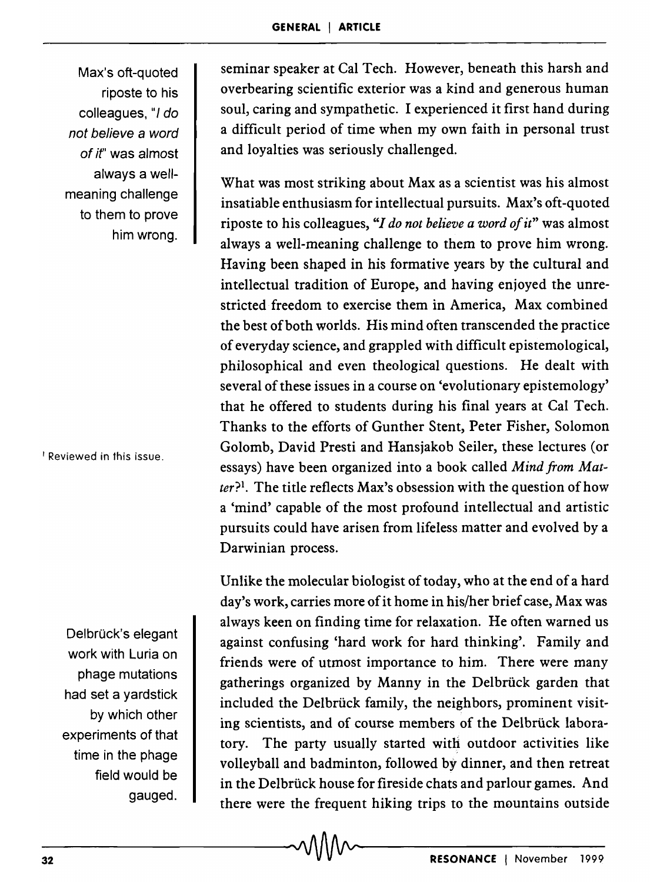seminar speaker at Cal Tech. However, beneath this harsh and overbearing scientific exterior was a kind and generous human soul, caring and sympathetic. I experienced it first hand during a difficult period of time when my own faith in personal trust and loyalties was seriously challenged.

> Max's oft-quoted riposte to his colleagues, "*I do not believe a word of it*" was almost always a well-meaning challenge to them to prove him wrong.

What was most striking about Max as a scientist was his almost insatiable enthusiasm for intellectual pursuits. Max's oft-quoted riposte to his colleagues, "*I do not believe a word of it*" was almost always a well-meaning challenge to them to prove him wrong. Having been shaped in his formative years by the cultural and intellectual tradition of Europe, and having enjoyed the unrestricted freedom to exercise them in America, Max combined the best of both worlds. His mind often transcended the practice of everyday science, and grappled with difficult epistemological, philosophical and even theological questions. He dealt with several of these issues in a course on 'evolutionary epistemology' that he offered to students during his final years at Cal Tech. Thanks to the efforts of Gunther Stent, Peter Fisher, Solomon Golomb, David Presti and Hansjakob Seiler, these lectures (or essays) have been organized into a book called *Mind from Matter?*[1]. The title reflects Max's obsession with the question of how a 'mind' capable of the most profound intellectual and artistic pursuits could have arisen from lifeless matter and evolved by a Darwinian process.

[1] Reviewed in this issue.

> Delbrück's elegant work with Luria on phage mutations had set a yardstick by which other experiments of that time in the phage field would be gauged.

Unlike the molecular biologist of today, who at the end of a hard day's work, carries more of it home in his/her brief case, Max was always keen on finding time for relaxation. He often warned us against confusing 'hard work for hard thinking'. Family and friends were of utmost importance to him. There were many gatherings organized by Manny in the Delbrück garden that included the Delbrück family, the neighbors, prominent visiting scientists, and of course members of the Delbrück laboratory. The party usually started with outdoor activities like volleyball and badminton, followed by dinner, and then retreat in the Delbrück house for fireside chats and parlour games. And there were the frequent hiking trips to the mountains outside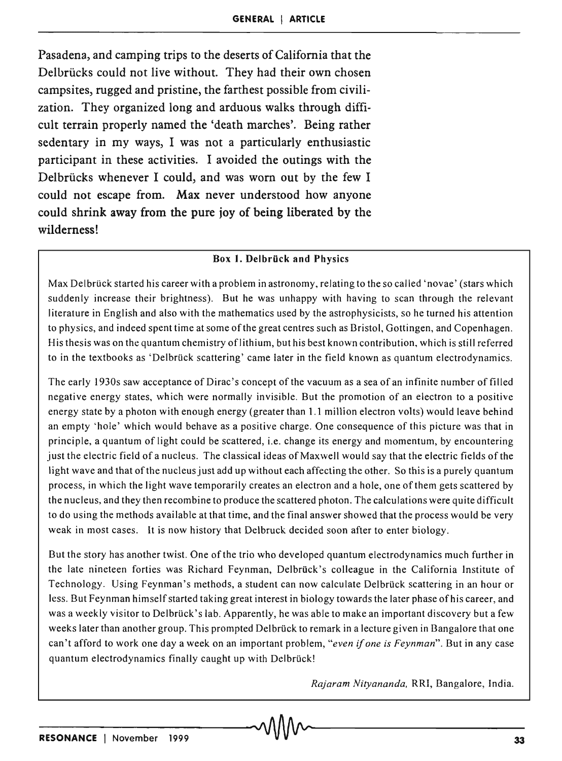Pasadena, and camping trips to the deserts of California that the Delbrücks could not live without. They had their own chosen campsites, rugged and pristine, the farthest possible from civilization. They organized long and arduous walks through difficult terrain properly named the 'death marches'. Being rather sedentary in my ways, I was not a particularly enthusiastic participant in these activities. I avoided the outings with the Delbrücks whenever I could, and was worn out by the few I could not escape from. Max never understood how anyone could shrink away from the pure joy of being liberated by the wilderness!

**Box 1. Delbrück and Physics**

Max Delbrück started his career with a problem in astronomy, relating to the so called 'novae' (stars which suddenly increase their brightness). But he was unhappy with having to scan through the relevant literature in English and also with the mathematics used by the astrophysicists, so he turned his attention to physics, and indeed spent time at some of the great centres such as Bristol, Gottingen, and Copenhagen. His thesis was on the quantum chemistry of lithium, but his best known contribution, which is still referred to in the textbooks as 'Delbrück scattering' came later in the field known as quantum electrodynamics.

The early 1930s saw acceptance of Dirac's concept of the vacuum as a sea of an infinite number of filled negative energy states, which were normally invisible. But the promotion of an electron to a positive energy state by a photon with enough energy (greater than 1.1 million electron volts) would leave behind an empty 'hole' which would behave as a positive charge. One consequence of this picture was that in principle, a quantum of light could be scattered, i.e. change its energy and momentum, by encountering just the electric field of a nucleus. The classical ideas of Maxwell would say that the electric fields of the light wave and that of the nucleus just add up without each affecting the other. So this is a purely quantum process, in which the light wave temporarily creates an electron and a hole, one of them gets scattered by the nucleus, and they then recombine to produce the scattered photon. The calculations were quite difficult to do using the methods available at that time, and the final answer showed that the process would be very weak in most cases. It is now history that Delbruck decided soon after to enter biology.

But the story has another twist. One of the trio who developed quantum electrodynamics much further in the late nineteen forties was Richard Feynman, Delbrück's colleague in the California Institute of Technology. Using Feynman's methods, a student can now calculate Delbrück scattering in an hour or less. But Feynman himself started taking great interest in biology towards the later phase of his career, and was a weekly visitor to Delbrück's lab. Apparently, he was able to make an important discovery but a few weeks later than another group. This prompted Delbrück to remark in a lecture given in Bangalore that one can't afford to work one day a week on an important problem, "*even if one is Feynman*". But in any case quantum electrodynamics finally caught up with Delbrück!

*Rajaram Nityananda,* RRI, Bangalore, India.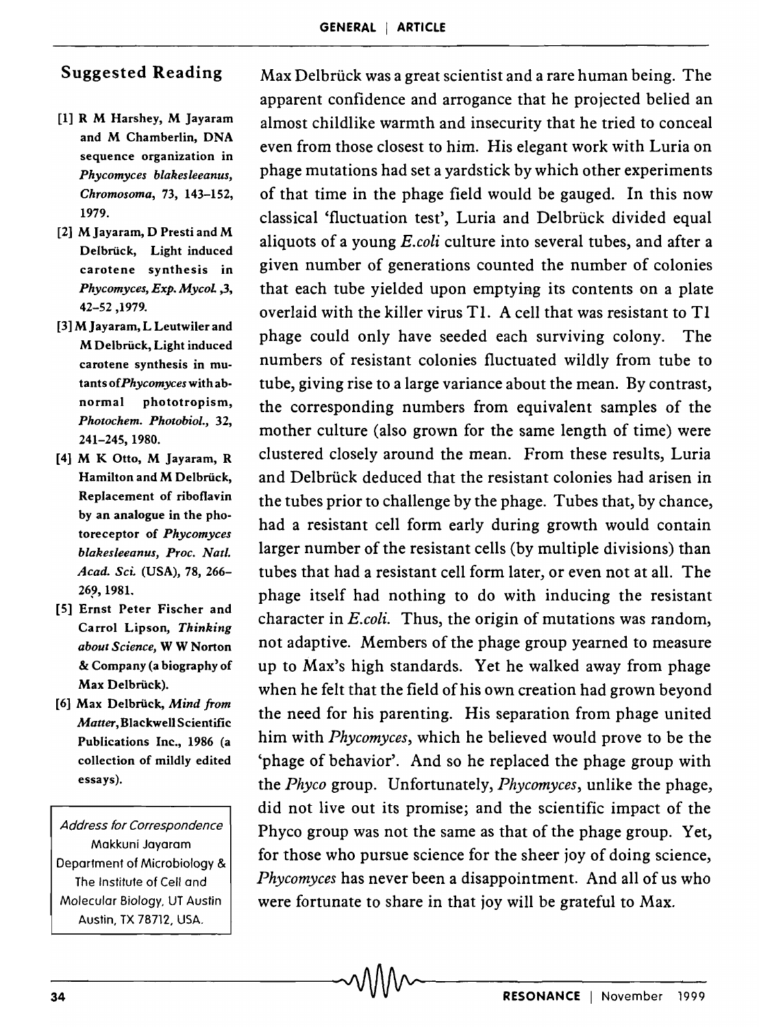Max Delbrück was a great scientist and a rare human being. The apparent confidence and arrogance that he projected belied an almost childlike warmth and insecurity that he tried to conceal even from those closest to him. His elegant work with Luria on phage mutations had set a yardstick by which other experiments of that time in the phage field would be gauged. In this now classical 'fluctuation test', Luria and Delbrück divided equal aliquots of a young *E.coli* culture into several tubes, and after a given number of generations counted the number of colonies that each tube yielded upon emptying its contents on a plate overlaid with the killer virus T1. A cell that was resistant to T1 phage could only have seeded each surviving colony. The numbers of resistant colonies fluctuated wildly from tube to tube, giving rise to a large variance about the mean. By contrast, the corresponding numbers from equivalent samples of the mother culture (also grown for the same length of time) were clustered closely around the mean. From these results, Luria and Delbrück deduced that the resistant colonies had arisen in the tubes prior to challenge by the phage. Tubes that, by chance, had a resistant cell form early during growth would contain larger number of the resistant cells (by multiple divisions) than tubes that had a resistant cell form later, or even not at all. The phage itself had nothing to do with inducing the resistant character in *E.coli*. Thus, the origin of mutations was random, not adaptive. Members of the phage group yearned to measure up to Max's high standards. Yet he walked away from phage when he felt that the field of his own creation had grown beyond the need for his parenting. His separation from phage united him with *Phycomyces*, which he believed would prove to be the 'phage of behavior'. And so he replaced the phage group with the *Phyco* group. Unfortunately, *Phycomyces*, unlike the phage, did not live out its promise; and the scientific impact of the Phyco group was not the same as that of the phage group. Yet, for those who pursue science for the sheer joy of doing science, *Phycomyces* has never been a disappointment. And all of us who were fortunate to share in that joy will be grateful to Max.

## Suggested Reading

[1] R M Harshey, M Jayaram and M Chamberlin, DNA sequence organization in *Phycomyces blakesleeanus*, *Chromosoma*, 73, 143–152, 1979.

[2] M Jayaram, D Presti and M Delbrück, Light induced carotene synthesis in *Phycomyces*, *Exp. Mycol.*, 3, 42–52, 1979.

[3] M Jayaram, L Leutwiler and M Delbrück, Light induced carotene synthesis in mutants of *Phycomyces* with abnormal phototropism, *Photochem. Photobiol.*, 32, 241–245, 1980.

[4] M K Otto, M Jayaram, R Hamilton and M Delbrück, Replacement of riboflavin by an analogue in the photoreceptor of *Phycomyces blakesleeanus*, *Proc. Natl. Acad. Sci.* (USA), 78, 266–269, 1981.

[5] Ernst Peter Fischer and Carrol Lipson, *Thinking about Science*, W W Norton & Company (a biography of Max Delbrück).

[6] Max Delbrück, *Mind from Matter*, Blackwell Scientific Publications Inc., 1986 (a collection of mildly edited essays).

*Address for Correspondence*
Makkuni Jayaram
Department of Microbiology & The Institute of Cell and Molecular Biology, UT Austin
Austin, TX 78712, USA.